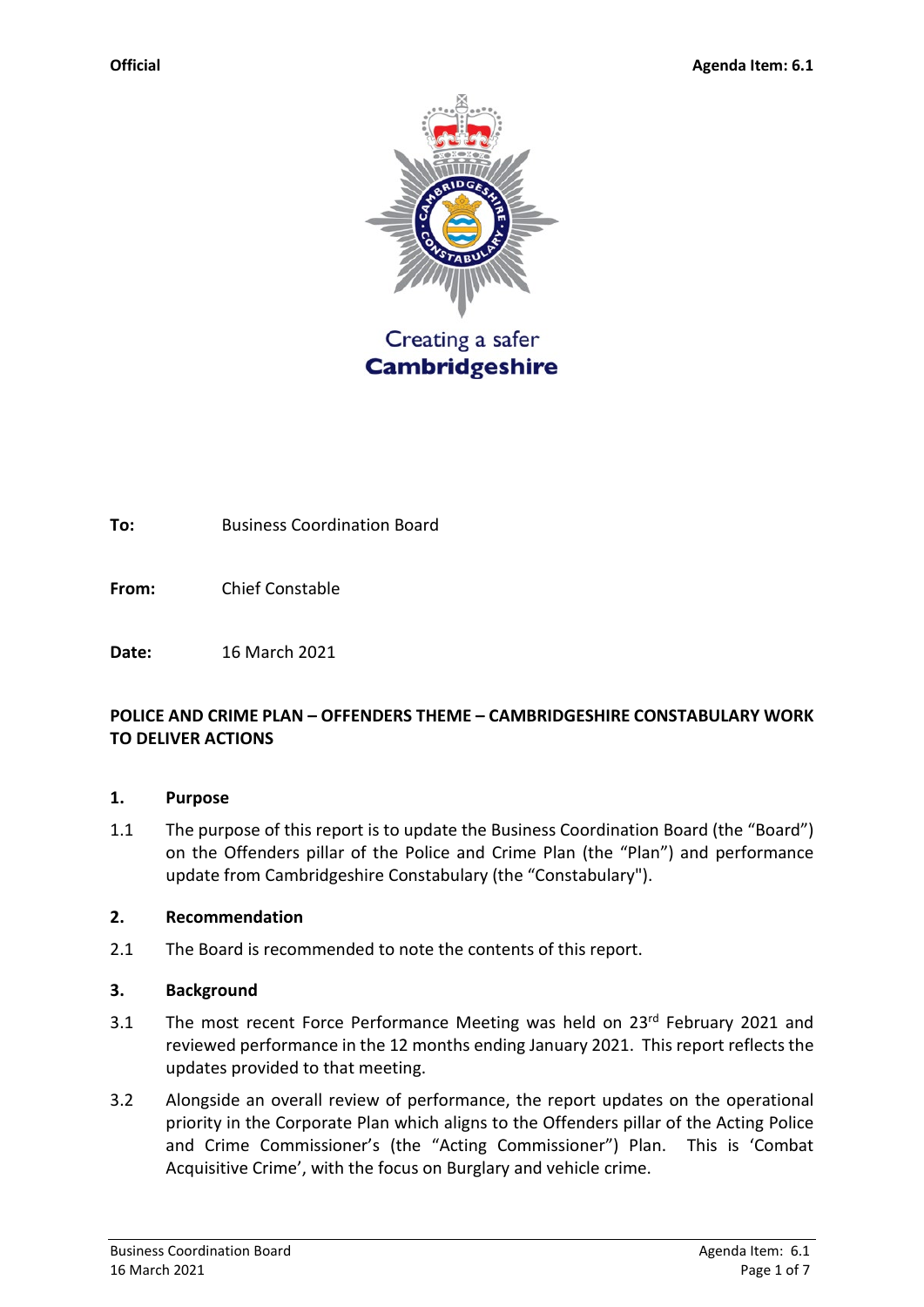**Official** **Agenda Item: 6.1**

Creating a safer
**Cambridgeshire**

**To:** Business Coordination Board

**From:** Chief Constable

**Date:** 16 March 2021

**POLICE AND CRIME PLAN – OFFENDERS THEME – CAMBRIDGESHIRE CONSTABULARY WORK TO DELIVER ACTIONS**

## 1. Purpose

1.1 The purpose of this report is to update the Business Coordination Board (the "Board") on the Offenders pillar of the Police and Crime Plan (the "Plan") and performance update from Cambridgeshire Constabulary (the "Constabulary").

## 2. Recommendation

2.1 The Board is recommended to note the contents of this report.

## 3. Background

3.1 The most recent Force Performance Meeting was held on 23rd February 2021 and reviewed performance in the 12 months ending January 2021. This report reflects the updates provided to that meeting.

3.2 Alongside an overall review of performance, the report updates on the operational priority in the Corporate Plan which aligns to the Offenders pillar of the Acting Police and Crime Commissioner's (the "Acting Commissioner") Plan. This is 'Combat Acquisitive Crime', with the focus on Burglary and vehicle crime.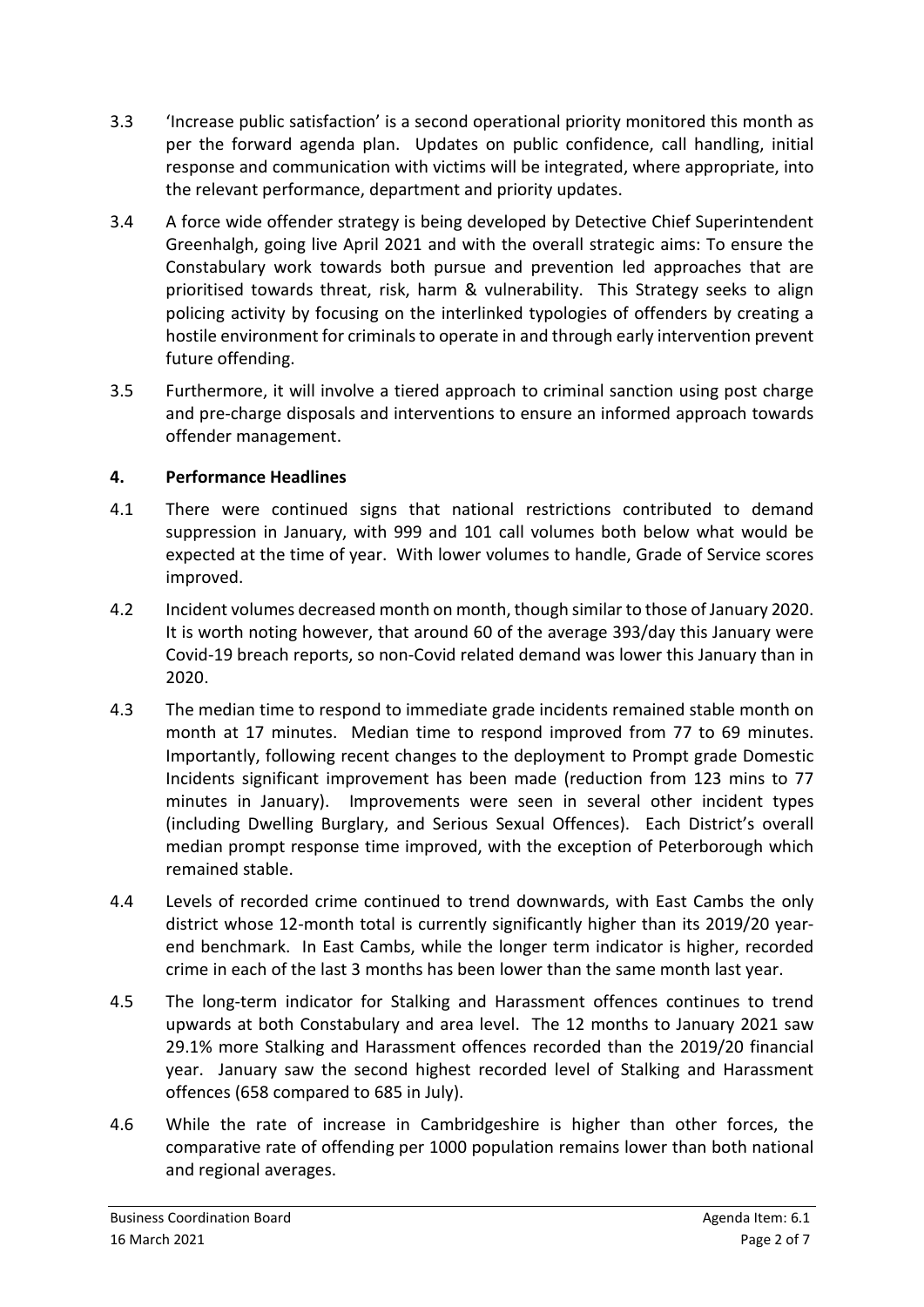3.3 'Increase public satisfaction' is a second operational priority monitored this month as per the forward agenda plan. Updates on public confidence, call handling, initial response and communication with victims will be integrated, where appropriate, into the relevant performance, department and priority updates.

3.4 A force wide offender strategy is being developed by Detective Chief Superintendent Greenhalgh, going live April 2021 and with the overall strategic aims: To ensure the Constabulary work towards both pursue and prevention led approaches that are prioritised towards threat, risk, harm & vulnerability. This Strategy seeks to align policing activity by focusing on the interlinked typologies of offenders by creating a hostile environment for criminals to operate in and through early intervention prevent future offending.

3.5 Furthermore, it will involve a tiered approach to criminal sanction using post charge and pre-charge disposals and interventions to ensure an informed approach towards offender management.

## 4. Performance Headlines

4.1 There were continued signs that national restrictions contributed to demand suppression in January, with 999 and 101 call volumes both below what would be expected at the time of year. With lower volumes to handle, Grade of Service scores improved.

4.2 Incident volumes decreased month on month, though similar to those of January 2020. It is worth noting however, that around 60 of the average 393/day this January were Covid-19 breach reports, so non-Covid related demand was lower this January than in 2020.

4.3 The median time to respond to immediate grade incidents remained stable month on month at 17 minutes. Median time to respond improved from 77 to 69 minutes. Importantly, following recent changes to the deployment to Prompt grade Domestic Incidents significant improvement has been made (reduction from 123 mins to 77 minutes in January). Improvements were seen in several other incident types (including Dwelling Burglary, and Serious Sexual Offences). Each District's overall median prompt response time improved, with the exception of Peterborough which remained stable.

4.4 Levels of recorded crime continued to trend downwards, with East Cambs the only district whose 12-month total is currently significantly higher than its 2019/20 year-end benchmark. In East Cambs, while the longer term indicator is higher, recorded crime in each of the last 3 months has been lower than the same month last year.

4.5 The long-term indicator for Stalking and Harassment offences continues to trend upwards at both Constabulary and area level. The 12 months to January 2021 saw 29.1% more Stalking and Harassment offences recorded than the 2019/20 financial year. January saw the second highest recorded level of Stalking and Harassment offences (658 compared to 685 in July).

4.6 While the rate of increase in Cambridgeshire is higher than other forces, the comparative rate of offending per 1000 population remains lower than both national and regional averages.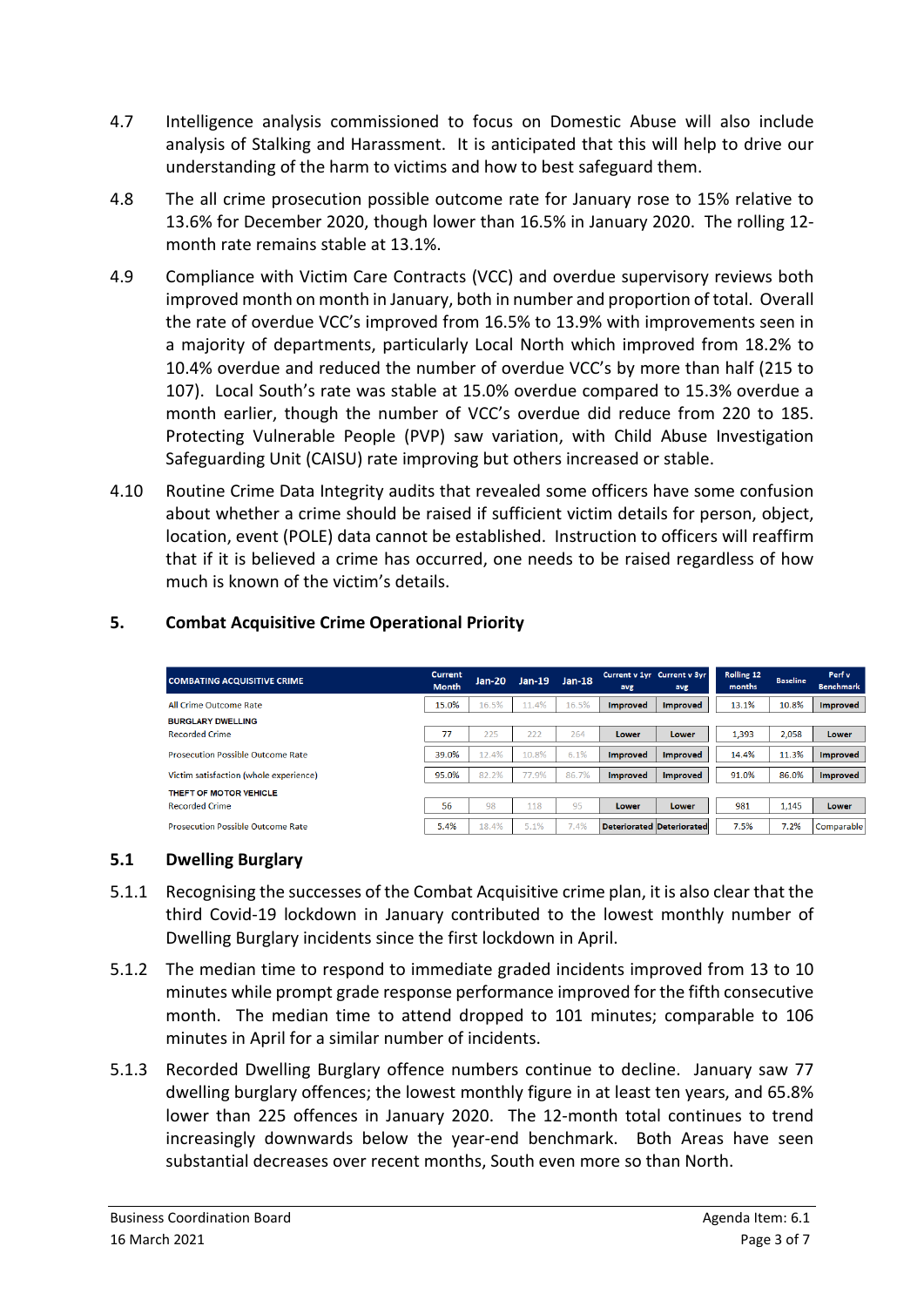4.7 Intelligence analysis commissioned to focus on Domestic Abuse will also include analysis of Stalking and Harassment. It is anticipated that this will help to drive our understanding of the harm to victims and how to best safeguard them.

4.8 The all crime prosecution possible outcome rate for January rose to 15% relative to 13.6% for December 2020, though lower than 16.5% in January 2020. The rolling 12-month rate remains stable at 13.1%.

4.9 Compliance with Victim Care Contracts (VCC) and overdue supervisory reviews both improved month on month in January, both in number and proportion of total. Overall the rate of overdue VCC's improved from 16.5% to 13.9% with improvements seen in a majority of departments, particularly Local North which improved from 18.2% to 10.4% overdue and reduced the number of overdue VCC's by more than half (215 to 107). Local South's rate was stable at 15.0% overdue compared to 15.3% overdue a month earlier, though the number of VCC's overdue did reduce from 220 to 185. Protecting Vulnerable People (PVP) saw variation, with Child Abuse Investigation Safeguarding Unit (CAISU) rate improving but others increased or stable.

4.10 Routine Crime Data Integrity audits that revealed some officers have some confusion about whether a crime should be raised if sufficient victim details for person, object, location, event (POLE) data cannot be established. Instruction to officers will reaffirm that if it is believed a crime has occurred, one needs to be raised regardless of how much is known of the victim's details.

## 5. Combat Acquisitive Crime Operational Priority

| COMBATING ACQUISITIVE CRIME | Current Month | Jan-20 | Jan-19 | Jan-18 | Current v 1yr avg | Current v 3yr avg | Rolling 12 months | Baseline | Perf v Benchmark |
|---|---|---|---|---|---|---|---|---|---|
| All Crime Outcome Rate | 15.0% | 16.5% | 11.4% | 16.5% | Improved | Improved | 13.1% | 10.8% | Improved |
| **BURGLARY DWELLING** | | | | | | | | | |
| Recorded Crime | 77 | 225 | 222 | 264 | Lower | Lower | 1,393 | 2,058 | Lower |
| Prosecution Possible Outcome Rate | 39.0% | 12.4% | 10.8% | 6.1% | Improved | Improved | 14.4% | 11.3% | Improved |
| Victim satisfaction (whole experience) | 95.0% | 82.2% | 77.9% | 86.7% | Improved | Improved | 91.0% | 86.0% | Improved |
| **THEFT OF MOTOR VEHICLE** | | | | | | | | | |
| Recorded Crime | 56 | 98 | 118 | 95 | Lower | Lower | 981 | 1,145 | Lower |
| Prosecution Possible Outcome Rate | 5.4% | 18.4% | 5.1% | 7.4% | Deteriorated | Deteriorated | 7.5% | 7.2% | Comparable |

### 5.1 Dwelling Burglary

5.1.1 Recognising the successes of the Combat Acquisitive crime plan, it is also clear that the third Covid-19 lockdown in January contributed to the lowest monthly number of Dwelling Burglary incidents since the first lockdown in April.

5.1.2 The median time to respond to immediate graded incidents improved from 13 to 10 minutes while prompt grade response performance improved for the fifth consecutive month. The median time to attend dropped to 101 minutes; comparable to 106 minutes in April for a similar number of incidents.

5.1.3 Recorded Dwelling Burglary offence numbers continue to decline. January saw 77 dwelling burglary offences; the lowest monthly figure in at least ten years, and 65.8% lower than 225 offences in January 2020. The 12-month total continues to trend increasingly downwards below the year-end benchmark. Both Areas have seen substantial decreases over recent months, South even more so than North.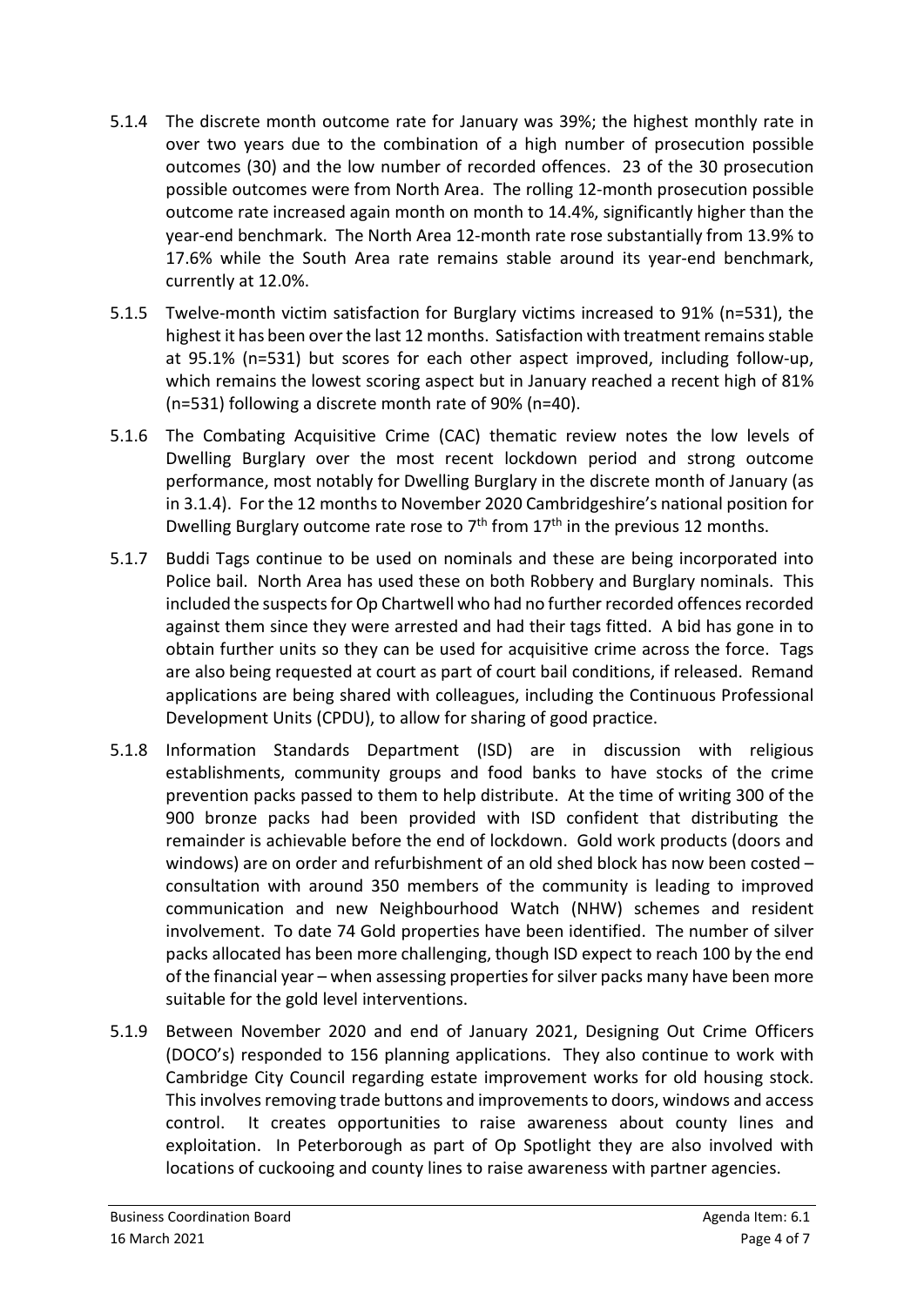5.1.4 The discrete month outcome rate for January was 39%; the highest monthly rate in over two years due to the combination of a high number of prosecution possible outcomes (30) and the low number of recorded offences. 23 of the 30 prosecution possible outcomes were from North Area. The rolling 12-month prosecution possible outcome rate increased again month on month to 14.4%, significantly higher than the year-end benchmark. The North Area 12-month rate rose substantially from 13.9% to 17.6% while the South Area rate remains stable around its year-end benchmark, currently at 12.0%.

5.1.5 Twelve-month victim satisfaction for Burglary victims increased to 91% (n=531), the highest it has been over the last 12 months. Satisfaction with treatment remains stable at 95.1% (n=531) but scores for each other aspect improved, including follow-up, which remains the lowest scoring aspect but in January reached a recent high of 81% (n=531) following a discrete month rate of 90% (n=40).

5.1.6 The Combating Acquisitive Crime (CAC) thematic review notes the low levels of Dwelling Burglary over the most recent lockdown period and strong outcome performance, most notably for Dwelling Burglary in the discrete month of January (as in 3.1.4). For the 12 months to November 2020 Cambridgeshire's national position for Dwelling Burglary outcome rate rose to 7th from 17th in the previous 12 months.

5.1.7 Buddi Tags continue to be used on nominals and these are being incorporated into Police bail. North Area has used these on both Robbery and Burglary nominals. This included the suspects for Op Chartwell who had no further recorded offences recorded against them since they were arrested and had their tags fitted. A bid has gone in to obtain further units so they can be used for acquisitive crime across the force. Tags are also being requested at court as part of court bail conditions, if released. Remand applications are being shared with colleagues, including the Continuous Professional Development Units (CPDU), to allow for sharing of good practice.

5.1.8 Information Standards Department (ISD) are in discussion with religious establishments, community groups and food banks to have stocks of the crime prevention packs passed to them to help distribute. At the time of writing 300 of the 900 bronze packs had been provided with ISD confident that distributing the remainder is achievable before the end of lockdown. Gold work products (doors and windows) are on order and refurbishment of an old shed block has now been costed – consultation with around 350 members of the community is leading to improved communication and new Neighbourhood Watch (NHW) schemes and resident involvement. To date 74 Gold properties have been identified. The number of silver packs allocated has been more challenging, though ISD expect to reach 100 by the end of the financial year – when assessing properties for silver packs many have been more suitable for the gold level interventions.

5.1.9 Between November 2020 and end of January 2021, Designing Out Crime Officers (DOCO's) responded to 156 planning applications. They also continue to work with Cambridge City Council regarding estate improvement works for old housing stock. This involves removing trade buttons and improvements to doors, windows and access control. It creates opportunities to raise awareness about county lines and exploitation. In Peterborough as part of Op Spotlight they are also involved with locations of cuckooing and county lines to raise awareness with partner agencies.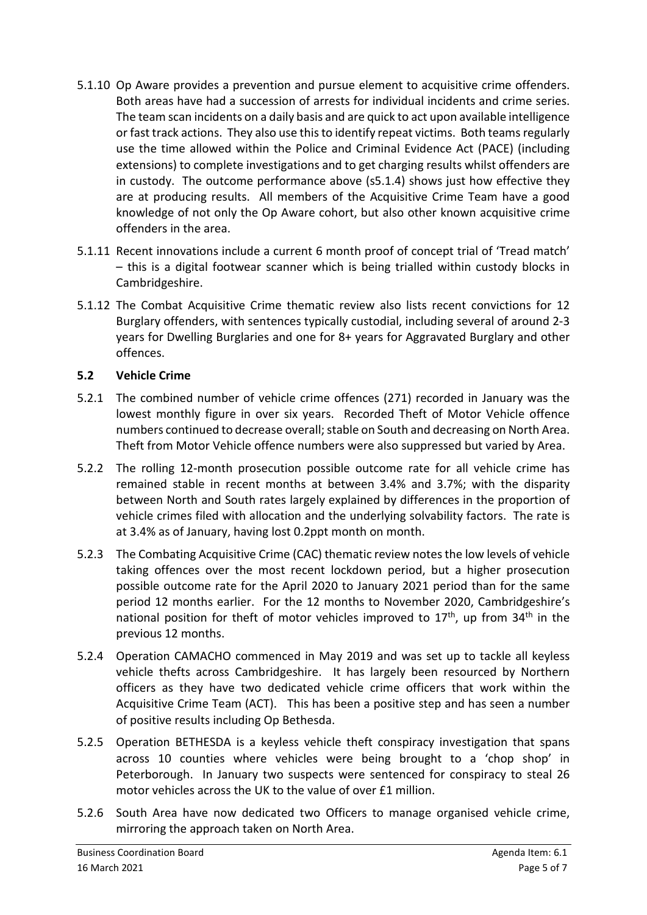5.1.10 Op Aware provides a prevention and pursue element to acquisitive crime offenders. Both areas have had a succession of arrests for individual incidents and crime series. The team scan incidents on a daily basis and are quick to act upon available intelligence or fast track actions. They also use this to identify repeat victims. Both teams regularly use the time allowed within the Police and Criminal Evidence Act (PACE) (including extensions) to complete investigations and to get charging results whilst offenders are in custody. The outcome performance above (s5.1.4) shows just how effective they are at producing results. All members of the Acquisitive Crime Team have a good knowledge of not only the Op Aware cohort, but also other known acquisitive crime offenders in the area.

5.1.11 Recent innovations include a current 6 month proof of concept trial of 'Tread match' – this is a digital footwear scanner which is being trialled within custody blocks in Cambridgeshire.

5.1.12 The Combat Acquisitive Crime thematic review also lists recent convictions for 12 Burglary offenders, with sentences typically custodial, including several of around 2-3 years for Dwelling Burglaries and one for 8+ years for Aggravated Burglary and other offences.

## 5.2 Vehicle Crime

5.2.1 The combined number of vehicle crime offences (271) recorded in January was the lowest monthly figure in over six years. Recorded Theft of Motor Vehicle offence numbers continued to decrease overall; stable on South and decreasing on North Area. Theft from Motor Vehicle offence numbers were also suppressed but varied by Area.

5.2.2 The rolling 12-month prosecution possible outcome rate for all vehicle crime has remained stable in recent months at between 3.4% and 3.7%; with the disparity between North and South rates largely explained by differences in the proportion of vehicle crimes filed with allocation and the underlying solvability factors. The rate is at 3.4% as of January, having lost 0.2ppt month on month.

5.2.3 The Combating Acquisitive Crime (CAC) thematic review notes the low levels of vehicle taking offences over the most recent lockdown period, but a higher prosecution possible outcome rate for the April 2020 to January 2021 period than for the same period 12 months earlier. For the 12 months to November 2020, Cambridgeshire's national position for theft of motor vehicles improved to 17th, up from 34th in the previous 12 months.

5.2.4 Operation CAMACHO commenced in May 2019 and was set up to tackle all keyless vehicle thefts across Cambridgeshire. It has largely been resourced by Northern officers as they have two dedicated vehicle crime officers that work within the Acquisitive Crime Team (ACT). This has been a positive step and has seen a number of positive results including Op Bethesda.

5.2.5 Operation BETHESDA is a keyless vehicle theft conspiracy investigation that spans across 10 counties where vehicles were being brought to a 'chop shop' in Peterborough. In January two suspects were sentenced for conspiracy to steal 26 motor vehicles across the UK to the value of over £1 million.

5.2.6 South Area have now dedicated two Officers to manage organised vehicle crime, mirroring the approach taken on North Area.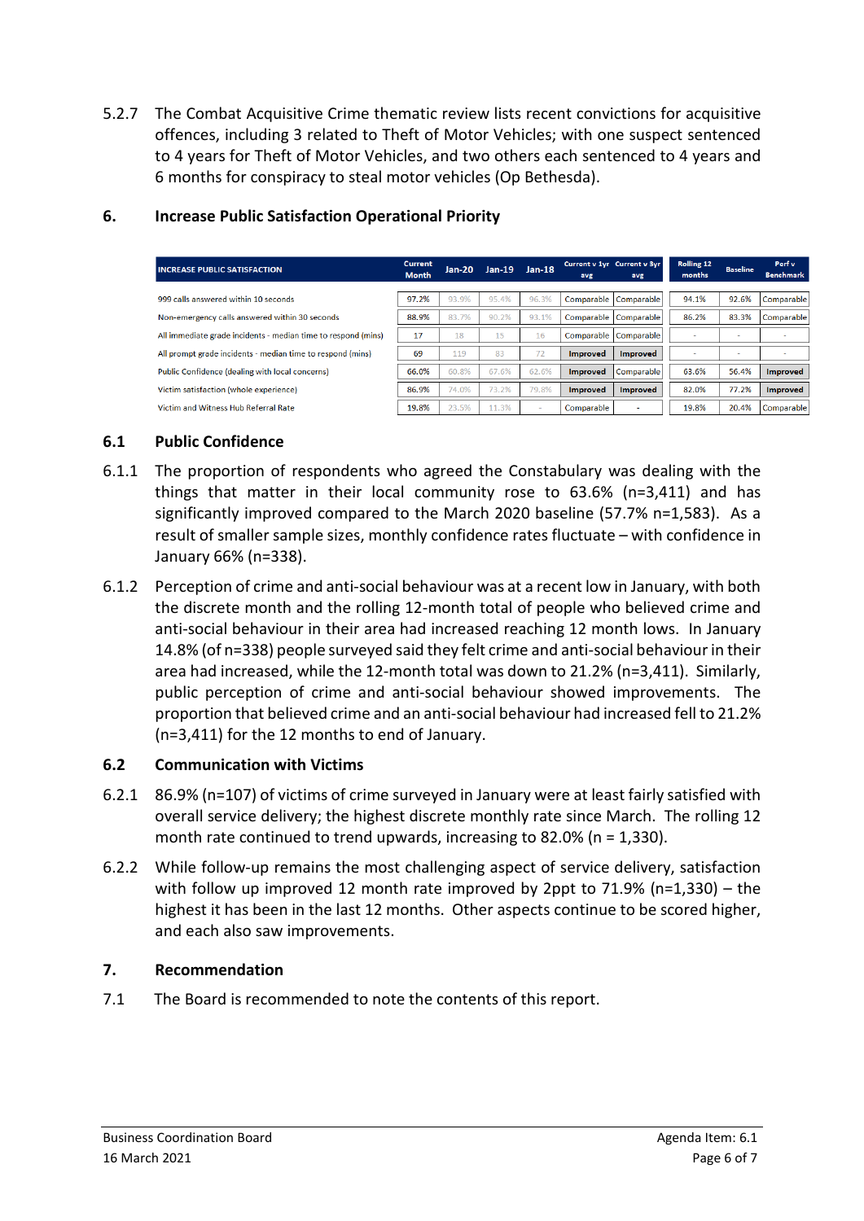5.2.7 The Combat Acquisitive Crime thematic review lists recent convictions for acquisitive offences, including 3 related to Theft of Motor Vehicles; with one suspect sentenced to 4 years for Theft of Motor Vehicles, and two others each sentenced to 4 years and 6 months for conspiracy to steal motor vehicles (Op Bethesda).

## 6. Increase Public Satisfaction Operational Priority

| INCREASE PUBLIC SATISFACTION | Current Month | Jan-20 | Jan-19 | Jan-18 | Current v 1yr avg | Current v 3yr avg | Rolling 12 months | Baseline | Perf v Benchmark |
|---|---|---|---|---|---|---|---|---|---|
| 999 calls answered within 10 seconds | 97.2% | 93.9% | 95.4% | 96.3% | Comparable | Comparable | 94.1% | 92.6% | Comparable |
| Non-emergency calls answered within 30 seconds | 88.9% | 83.7% | 90.2% | 93.1% | Comparable | Comparable | 86.2% | 83.3% | Comparable |
| All immediate grade incidents - median time to respond (mins) | 17 | 18 | 15 | 16 | Comparable | Comparable | - | - | - |
| All prompt grade incidents - median time to respond (mins) | 69 | 119 | 83 | 72 | Improved | Improved | - | - | - |
| Public Confidence (dealing with local concerns) | 66.0% | 60.8% | 67.6% | 62.6% | Improved | Comparable | 63.6% | 56.4% | Improved |
| Victim satisfaction (whole experience) | 86.9% | 74.0% | 73.2% | 79.8% | Improved | Improved | 82.0% | 77.2% | Improved |
| Victim and Witness Hub Referral Rate | 19.8% | 23.5% | 11.3% | - | Comparable | - | 19.8% | 20.4% | Comparable |

### 6.1 Public Confidence

6.1.1 The proportion of respondents who agreed the Constabulary was dealing with the things that matter in their local community rose to 63.6% (n=3,411) and has significantly improved compared to the March 2020 baseline (57.7% n=1,583). As a result of smaller sample sizes, monthly confidence rates fluctuate – with confidence in January 66% (n=338).

6.1.2 Perception of crime and anti-social behaviour was at a recent low in January, with both the discrete month and the rolling 12-month total of people who believed crime and anti-social behaviour in their area had increased reaching 12 month lows. In January 14.8% (of n=338) people surveyed said they felt crime and anti-social behaviour in their area had increased, while the 12-month total was down to 21.2% (n=3,411). Similarly, public perception of crime and anti-social behaviour showed improvements. The proportion that believed crime and an anti-social behaviour had increased fell to 21.2% (n=3,411) for the 12 months to end of January.

### 6.2 Communication with Victims

6.2.1 86.9% (n=107) of victims of crime surveyed in January were at least fairly satisfied with overall service delivery; the highest discrete monthly rate since March. The rolling 12 month rate continued to trend upwards, increasing to 82.0% (n = 1,330).

6.2.2 While follow-up remains the most challenging aspect of service delivery, satisfaction with follow up improved 12 month rate improved by 2ppt to 71.9% (n=1,330) – the highest it has been in the last 12 months. Other aspects continue to be scored higher, and each also saw improvements.

## 7. Recommendation

7.1 The Board is recommended to note the contents of this report.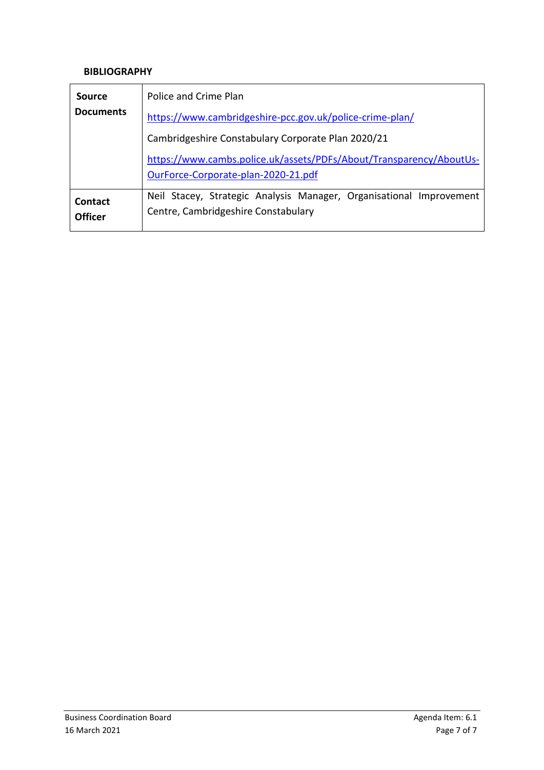**BIBLIOGRAPHY**

| | |
|---|---|
| **Source Documents** | Police and Crime Plan<br>https://www.cambridgeshire-pcc.gov.uk/police-crime-plan/<br>Cambridgeshire Constabulary Corporate Plan 2020/21<br>https://www.cambs.police.uk/assets/PDFs/About/Transparency/AboutUs-OurForce-Corporate-plan-2020-21.pdf |
| **Contact Officer** | Neil Stacey, Strategic Analysis Manager, Organisational Improvement Centre, Cambridgeshire Constabulary |